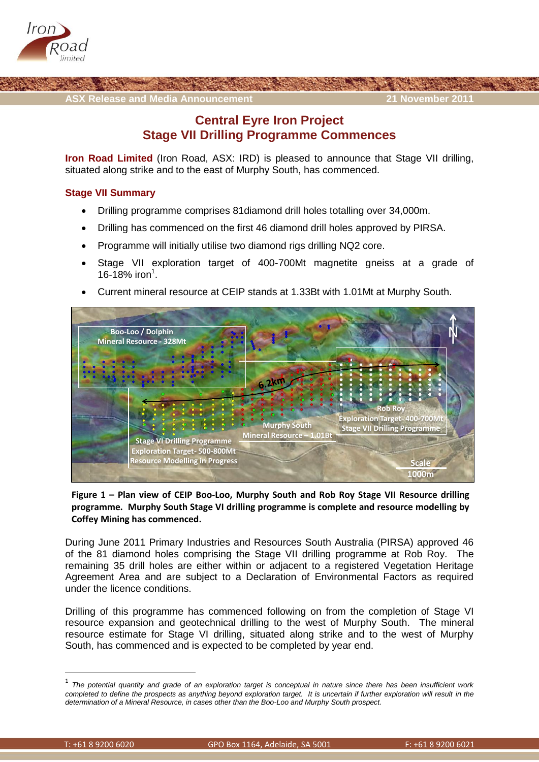ASX Release and Media Announcement

21 November 2011

# Central Eyre Iron Project
# Stage VII Drilling Programme Commences

**Iron Road Limited** (Iron Road, ASX: IRD) is pleased to announce that Stage VII drilling, situated along strike and to the east of Murphy South, has commenced.

## Stage VII Summary

- Drilling programme comprises 81diamond drill holes totalling over 34,000m.
- Drilling has commenced on the first 46 diamond drill holes approved by PIRSA.
- Programme will initially utilise two diamond rigs drilling NQ2 core.
- Stage VII exploration target of 400-700Mt magnetite gneiss at a grade of 16-18% iron[1].
- Current mineral resource at CEIP stands at 1.33Bt with 1.01Mt at Murphy South.

**Figure 1 – Plan view of CEIP Boo-Loo, Murphy South and Rob Roy Stage VII Resource drilling programme. Murphy South Stage VI drilling programme is complete and resource modelling by Coffey Mining has commenced.**

During June 2011 Primary Industries and Resources South Australia (PIRSA) approved 46 of the 81 diamond holes comprising the Stage VII drilling programme at Rob Roy. The remaining 35 drill holes are either within or adjacent to a registered Vegetation Heritage Agreement Area and are subject to a Declaration of Environmental Factors as required under the licence conditions.

Drilling of this programme has commenced following on from the completion of Stage VI resource expansion and geotechnical drilling to the west of Murphy South. The mineral resource estimate for Stage VI drilling, situated along strike and to the west of Murphy South, has commenced and is expected to be completed by year end.

---

[1] *The potential quantity and grade of an exploration target is conceptual in nature since there has been insufficient work completed to define the prospects as anything beyond exploration target. It is uncertain if further exploration will result in the determination of a Mineral Resource, in cases other than the Boo-Loo and Murphy South prospect.*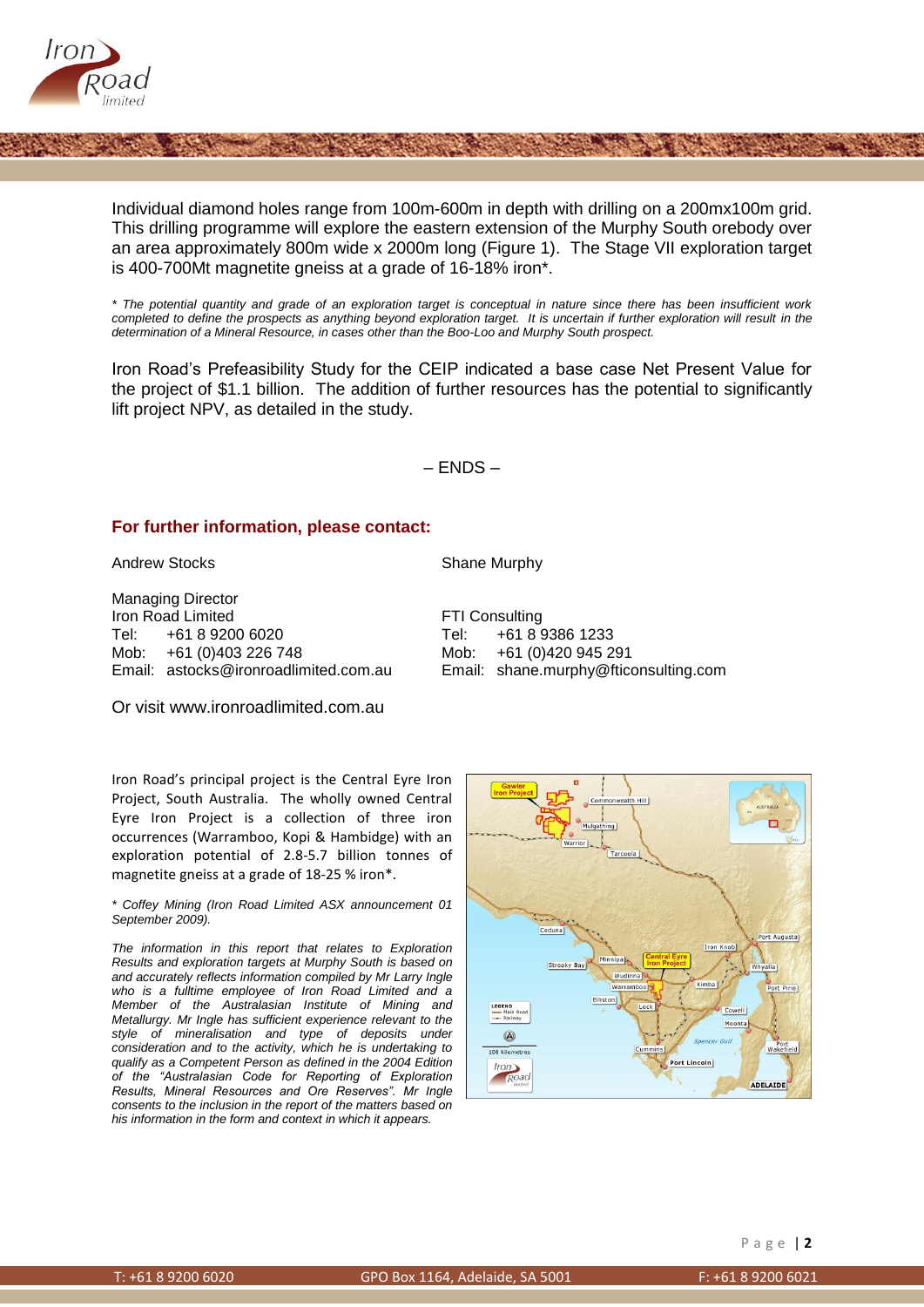Individual diamond holes range from 100m-600m in depth with drilling on a 200mx100m grid. This drilling programme will explore the eastern extension of the Murphy South orebody over an area approximately 800m wide x 2000m long (Figure 1). The Stage VII exploration target is 400-700Mt magnetite gneiss at a grade of 16-18% iron*.

*\* The potential quantity and grade of an exploration target is conceptual in nature since there has been insufficient work completed to define the prospects as anything beyond exploration target. It is uncertain if further exploration will result in the determination of a Mineral Resource, in cases other than the Boo-Loo and Murphy South prospect.*

Iron Road's Prefeasibility Study for the CEIP indicated a base case Net Present Value for the project of $1.1 billion. The addition of further resources has the potential to significantly lift project NPV, as detailed in the study.

– ENDS –

**For further information, please contact:**

Andrew Stocks

Managing Director
Iron Road Limited
Tel: +61 8 9200 6020
Mob: +61 (0)403 226 748
Email: astocks@ironroadlimited.com.au

Shane Murphy

FTI Consulting
Tel: +61 8 9386 1233
Mob: +61 (0)420 945 291
Email: shane.murphy@fticonsulting.com

Or visit www.ironroadlimited.com.au

Iron Road's principal project is the Central Eyre Iron Project, South Australia. The wholly owned Central Eyre Iron Project is a collection of three iron occurrences (Warramboo, Kopi & Hambidge) with an exploration potential of 2.8-5.7 billion tonnes of magnetite gneiss at a grade of 18-25 % iron*.

*\* Coffey Mining (Iron Road Limited ASX announcement 01 September 2009).*

*The information in this report that relates to Exploration Results and exploration targets at Murphy South is based on and accurately reflects information compiled by Mr Larry Ingle who is a fulltime employee of Iron Road Limited and a Member of the Australasian Institute of Mining and Metallurgy. Mr Ingle has sufficient experience relevant to the style of mineralisation and type of deposits under consideration and to the activity, which he is undertaking to qualify as a Competent Person as defined in the 2004 Edition of the "Australasian Code for Reporting of Exploration Results, Mineral Resources and Ore Reserves". Mr Ingle consents to the inclusion in the report of the matters based on his information in the form and context in which it appears.*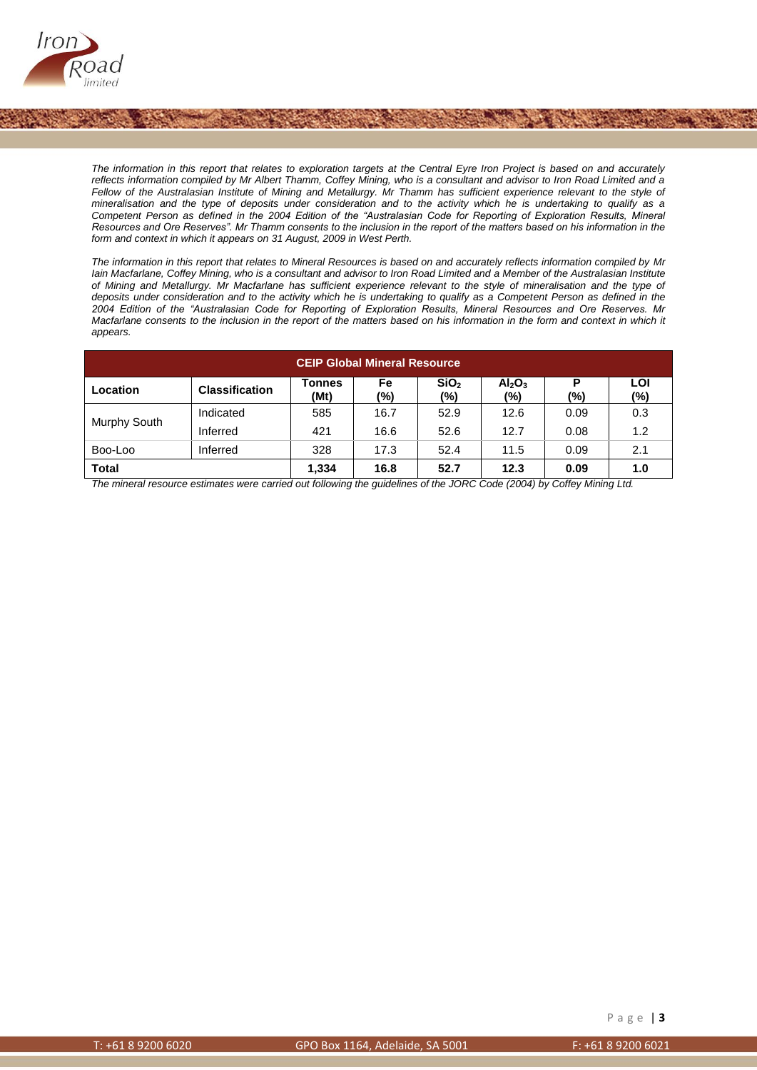*The information in this report that relates to exploration targets at the Central Eyre Iron Project is based on and accurately reflects information compiled by Mr Albert Thamm, Coffey Mining, who is a consultant and advisor to Iron Road Limited and a Fellow of the Australasian Institute of Mining and Metallurgy. Mr Thamm has sufficient experience relevant to the style of mineralisation and the type of deposits under consideration and to the activity which he is undertaking to qualify as a Competent Person as defined in the 2004 Edition of the "Australasian Code for Reporting of Exploration Results, Mineral Resources and Ore Reserves". Mr Thamm consents to the inclusion in the report of the matters based on his information in the form and context in which it appears on 31 August, 2009 in West Perth.*

*The information in this report that relates to Mineral Resources is based on and accurately reflects information compiled by Mr Iain Macfarlane, Coffey Mining, who is a consultant and advisor to Iron Road Limited and a Member of the Australasian Institute of Mining and Metallurgy. Mr Macfarlane has sufficient experience relevant to the style of mineralisation and the type of deposits under consideration and to the activity which he is undertaking to qualify as a Competent Person as defined in the 2004 Edition of the "Australasian Code for Reporting of Exploration Results, Mineral Resources and Ore Reserves. Mr Macfarlane consents to the inclusion in the report of the matters based on his information in the form and context in which it appears.*

**CEIP Global Mineral Resource**

| Location | Classification | Tonnes (Mt) | Fe (%) | $SiO_2$ (%) | $Al_2O_3$ (%) | P (%) | LOI (%) |
|---|---|---|---|---|---|---|---|
| Murphy South | Indicated | 585 | 16.7 | 52.9 | 12.6 | 0.09 | 0.3 |
| | Inferred | 421 | 16.6 | 52.6 | 12.7 | 0.08 | 1.2 |
| Boo-Loo | Inferred | 328 | 17.3 | 52.4 | 11.5 | 0.09 | 2.1 |
| **Total** | | **1,334** | **16.8** | **52.7** | **12.3** | **0.09** | **1.0** |

*The mineral resource estimates were carried out following the guidelines of the JORC Code (2004) by Coffey Mining Ltd.*

T: +61 8 9200 6020 GPO Box 1164, Adelaide, SA 5001 F: +61 8 9200 6021